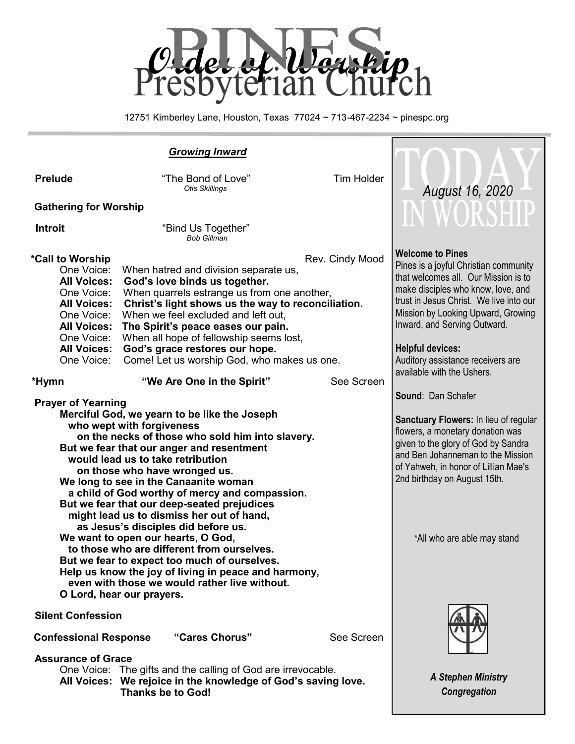# Order of Worship

# PINES Presbyterian Church

12751 Kimberley Lane, Houston, Texas 77024 ~ 713-467-2234 ~ pinespc.org

## *Growing Inward*

**Prelude** "The Bond of Love" Tim Holder
*Otis Skillings*

**Gathering for Worship**

**Introit** "Bind Us Together"
*Bob Gillman*

**\*Call to Worship** Rev. Cindy Mood

One Voice: When hatred and division separate us,
**All Voices: God's love binds us together.**
One Voice: When quarrels estrange us from one another,
**All Voices: Christ's light shows us the way to reconciliation.**
One Voice: When we feel excluded and left out,
**All Voices: The Spirit's peace eases our pain.**
One Voice: When all hope of fellowship seems lost,
**All Voices: God's grace restores our hope.**
One Voice: Come! Let us worship God, who makes us one.

**\*Hymn** **"We Are One in the Spirit"** See Screen

**Prayer of Yearning**

**Merciful God, we yearn to be like the Joseph**
**who wept with forgiveness**
**on the necks of those who sold him into slavery.**
**But we fear that our anger and resentment**
**would lead us to take retribution**
**on those who have wronged us.**
**We long to see in the Canaanite woman**
**a child of God worthy of mercy and compassion.**
**But we fear that our deep-seated prejudices**
**might lead us to dismiss her out of hand,**
**as Jesus's disciples did before us.**
**We want to open our hearts, O God,**
**to those who are different from ourselves.**
**But we fear to expect too much of ourselves.**
**Help us know the joy of living in peace and harmony,**
**even with those we would rather live without.**
**O Lord, hear our prayers.**

**Silent Confession**

**Confessional Response** **"Cares Chorus"** See Screen

**Assurance of Grace**

One Voice: The gifts and the calling of God are irrevocable.
**All Voices: We rejoice in the knowledge of God's saving love.**
**Thanks be to God!**

---

## TODAY IN WORSHIP

*August 16, 2020*

**Welcome to Pines**
Pines is a joyful Christian community that welcomes all. Our Mission is to make disciples who know, love, and trust in Jesus Christ. We live into our Mission by Looking Upward, Growing Inward, and Serving Outward.

**Helpful devices:**
Auditory assistance receivers are available with the Ushers.

**Sound**: Dan Schafer

**Sanctuary Flowers:** In lieu of regular flowers, a monetary donation was given to the glory of God by Sandra and Ben Johanneman to the Mission of Yahweh, in honor of Lillian Mae's 2nd birthday on August 15th.

\*All who are able may stand

***A Stephen Ministry Congregation***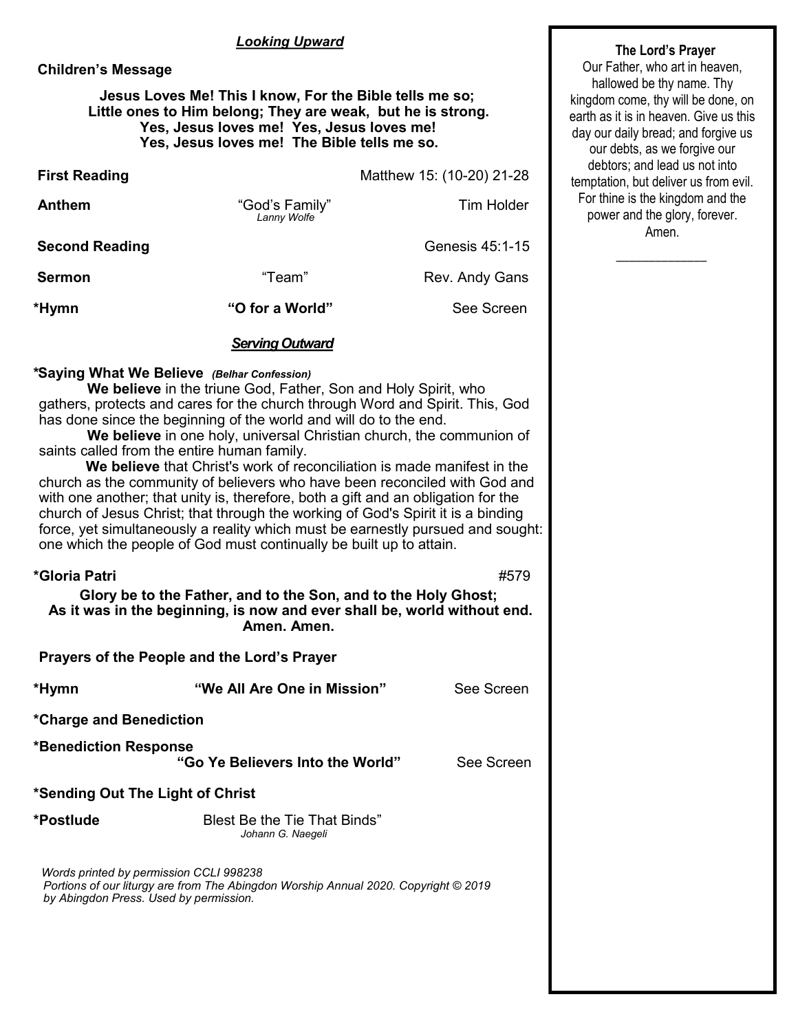## *Looking Upward*

**Children's Message**

**Jesus Loves Me! This I know, For the Bible tells me so;**
**Little ones to Him belong; They are weak, but he is strong.**
**Yes, Jesus loves me! Yes, Jesus loves me!**
**Yes, Jesus loves me! The Bible tells me so.**

**First Reading** Matthew 15: (10-20) 21-28

**Anthem** "God's Family" *Lanny Wolfe* Tim Holder

**Second Reading** Genesis 45:1-15

**Sermon** "Team" Rev. Andy Gans

**\*Hymn** **"O for a World"** See Screen

## *Serving Outward*

**\*Saying What We Believe** ***(Belhar Confession)***

**We believe** in the triune God, Father, Son and Holy Spirit, who gathers, protects and cares for the church through Word and Spirit. This, God has done since the beginning of the world and will do to the end.

**We believe** in one holy, universal Christian church, the communion of saints called from the entire human family.

**We believe** that Christ's work of reconciliation is made manifest in the church as the community of believers who have been reconciled with God and with one another; that unity is, therefore, both a gift and an obligation for the church of Jesus Christ; that through the working of God's Spirit it is a binding force, yet simultaneously a reality which must be earnestly pursued and sought: one which the people of God must continually be built up to attain.

**\*Gloria Patri** #579

**Glory be to the Father, and to the Son, and to the Holy Ghost;**
**As it was in the beginning, is now and ever shall be, world without end. Amen. Amen.**

**Prayers of the People and the Lord's Prayer**

**\*Hymn** **"We All Are One in Mission"** See Screen

**\*Charge and Benediction**

**\*Benediction Response**
**"Go Ye Believers Into the World"** See Screen

**\*Sending Out The Light of Christ**

**\*Postlude** Blest Be the Tie That Binds" *Johann G. Naegeli*

*Words printed by permission CCLI 998238*
*Portions of our liturgy are from The Abingdon Worship Annual 2020. Copyright © 2019 by Abingdon Press. Used by permission.*

**The Lord's Prayer**

Our Father, who art in heaven, hallowed be thy name. Thy kingdom come, thy will be done, on earth as it is in heaven. Give us this day our daily bread; and forgive us our debts, as we forgive our debtors; and lead us not into temptation, but deliver us from evil. For thine is the kingdom and the power and the glory, forever. Amen.

\_\_\_\_\_\_\_\_\_\_\_\_\_\_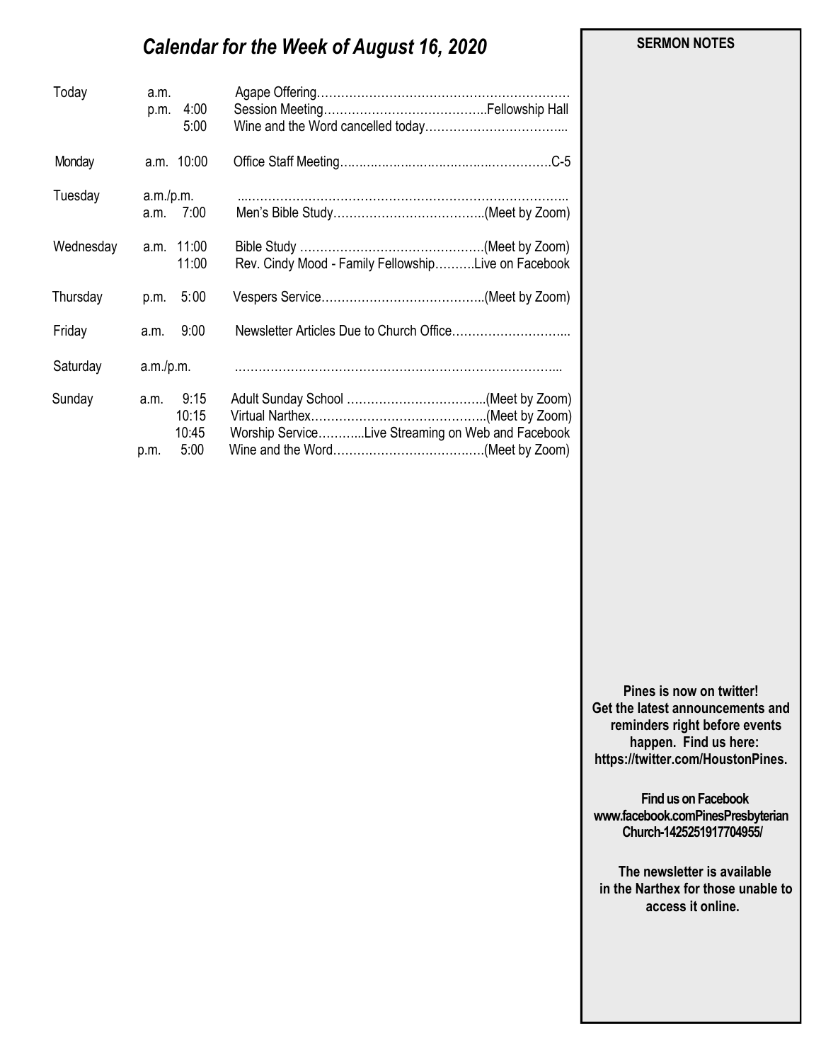# *Calendar for the Week of August 16, 2020*

| Day | Time | | Event |
|---|---|---|---|
| Today | a.m. | | Agape Offering………………………………………………………… |
| | p.m. | 4:00 | Session Meeting…………………………………..Fellowship Hall |
| | | 5:00 | Wine and the Word cancelled today…………………………….... |
| Monday | a.m. | 10:00 | Office Staff Meeting……………………………………………C-5 |
| Tuesday | a.m./p.m. | | ..……………………………………………………………………….. |
| | a.m. | 7:00 | Men's Bible Study………………………………..(Meet by Zoom) |
| Wednesday | a.m. | 11:00 | Bible Study ……………………………………….(Meet by Zoom) |
| | | 11:00 | Rev. Cindy Mood - Family Fellowship……….Live on Facebook |
| Thursday | p.m. | 5:00 | Vespers Service…………………………………..(Meet by Zoom) |
| Friday | a.m. | 9:00 | Newsletter Articles Due to Church Office……………………….... |
| Saturday | a.m./p.m. | | ……………………………………………………………………... |
| Sunday | a.m. | 9:15 | Adult Sunday School ……………………………..(Meet by Zoom) |
| | | 10:15 | Virtual Narthex……………………………………..(Meet by Zoom) |
| | | 10:45 | Worship Service………..Live Streaming on Web and Facebook |
| | p.m. | 5:00 | Wine and the Word……………………………….(Meet by Zoom) |

**SERMON NOTES**

**Pines is now on twitter! Get the latest announcements and reminders right before events happen. Find us here: https://twitter.com/HoustonPines.**

**Find us on Facebook www.facebook.comPinesPresbyterian Church-1425251917704955/**

**The newsletter is available in the Narthex for those unable to access it online.**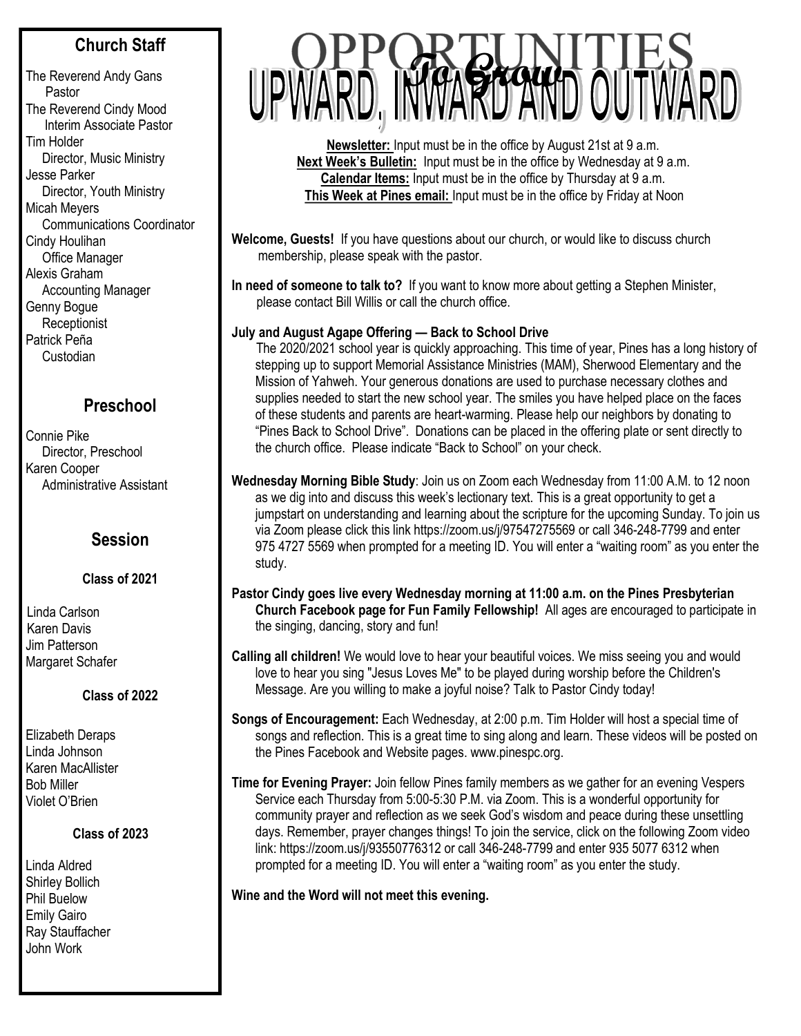## Church Staff

The Reverend Andy Gans
Pastor
The Reverend Cindy Mood
Interim Associate Pastor
Tim Holder
Director, Music Ministry
Jesse Parker
Director, Youth Ministry
Micah Meyers
Communications Coordinator
Cindy Houlihan
Office Manager
Alexis Graham
Accounting Manager
Genny Bogue
Receptionist
Patrick Peña
Custodian

## Preschool

Connie Pike
Director, Preschool
Karen Cooper
Administrative Assistant

## Session

### Class of 2021

Linda Carlson
Karen Davis
Jim Patterson
Margaret Schafer

### Class of 2022

Elizabeth Deraps
Linda Johnson
Karen MacAllister
Bob Miller
Violet O'Brien

### Class of 2023

Linda Aldred
Shirley Bollich
Phil Buelow
Emily Gairo
Ray Stauffacher
John Work

# OPPORTUNITIES To Grow UPWARD, INWARD AND OUTWARD

**Newsletter:** Input must be in the office by August 21st at 9 a.m.
**Next Week's Bulletin:** Input must be in the office by Wednesday at 9 a.m.
**Calendar Items:** Input must be in the office by Thursday at 9 a.m.
**This Week at Pines email:** Input must be in the office by Friday at Noon

**Welcome, Guests!** If you have questions about our church, or would like to discuss church membership, please speak with the pastor.

**In need of someone to talk to?** If you want to know more about getting a Stephen Minister, please contact Bill Willis or call the church office.

**July and August Agape Offering — Back to School Drive**
The 2020/2021 school year is quickly approaching. This time of year, Pines has a long history of stepping up to support Memorial Assistance Ministries (MAM), Sherwood Elementary and the Mission of Yahweh. Your generous donations are used to purchase necessary clothes and supplies needed to start the new school year. The smiles you have helped place on the faces of these students and parents are heart-warming. Please help our neighbors by donating to "Pines Back to School Drive". Donations can be placed in the offering plate or sent directly to the church office. Please indicate "Back to School" on your check.

**Wednesday Morning Bible Study**: Join us on Zoom each Wednesday from 11:00 A.M. to 12 noon as we dig into and discuss this week's lectionary text. This is a great opportunity to get a jumpstart on understanding and learning about the scripture for the upcoming Sunday. To join us via Zoom please click this link https://zoom.us/j/97547275569 or call 346-248-7799 and enter 975 4727 5569 when prompted for a meeting ID. You will enter a "waiting room" as you enter the study.

**Pastor Cindy goes live every Wednesday morning at 11:00 a.m. on the Pines Presbyterian Church Facebook page for Fun Family Fellowship!** All ages are encouraged to participate in the singing, dancing, story and fun!

**Calling all children!** We would love to hear your beautiful voices. We miss seeing you and would love to hear you sing "Jesus Loves Me" to be played during worship before the Children's Message. Are you willing to make a joyful noise? Talk to Pastor Cindy today!

**Songs of Encouragement:** Each Wednesday, at 2:00 p.m. Tim Holder will host a special time of songs and reflection. This is a great time to sing along and learn. These videos will be posted on the Pines Facebook and Website pages. www.pinespc.org.

**Time for Evening Prayer:** Join fellow Pines family members as we gather for an evening Vespers Service each Thursday from 5:00-5:30 P.M. via Zoom. This is a wonderful opportunity for community prayer and reflection as we seek God's wisdom and peace during these unsettling days. Remember, prayer changes things! To join the service, click on the following Zoom video link: https://zoom.us/j/93550776312 or call 346-248-7799 and enter 935 5077 6312 when prompted for a meeting ID. You will enter a "waiting room" as you enter the study.

**Wine and the Word will not meet this evening.**